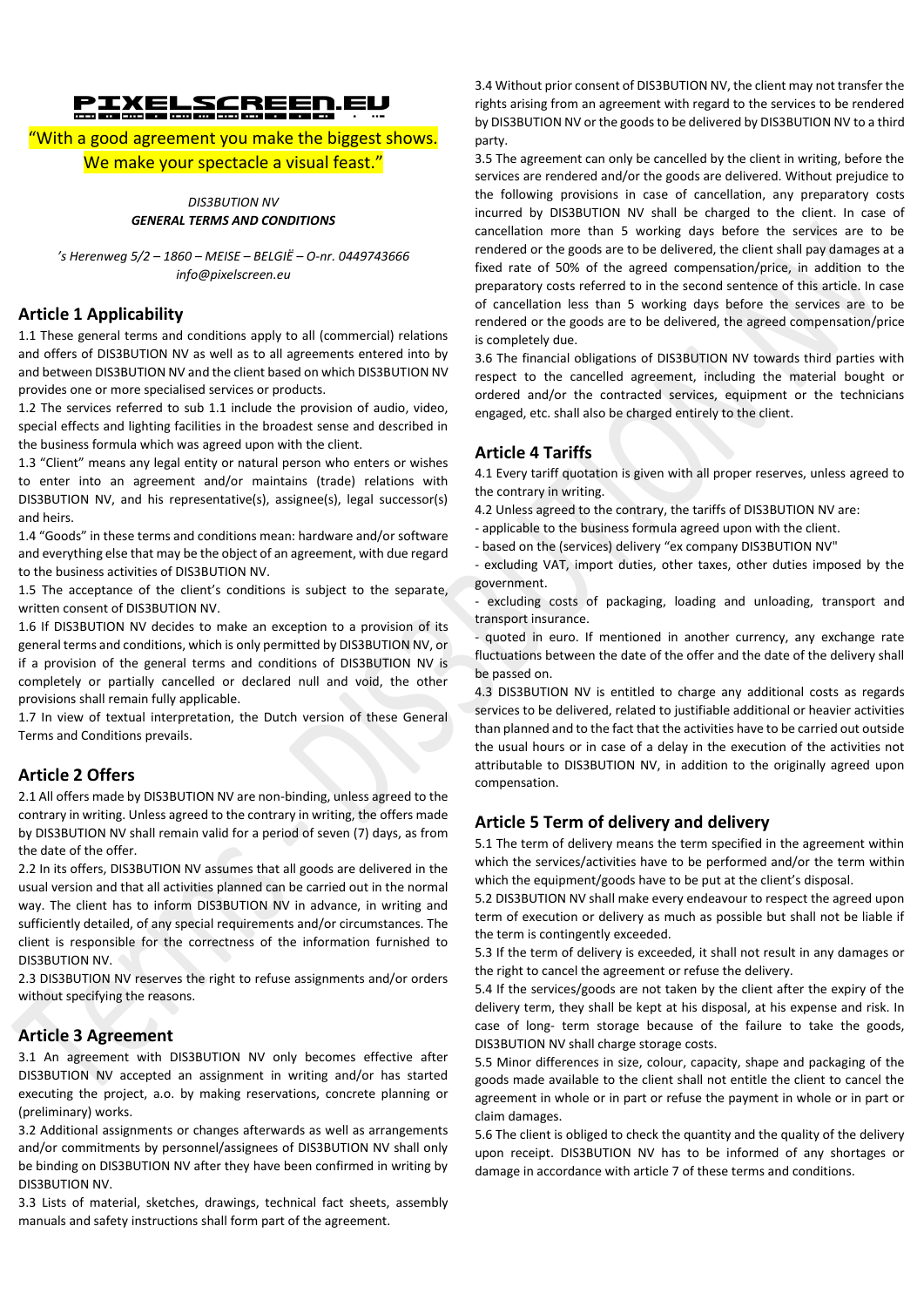**PIXELSCREEN.EU**

"With a good agreement you make the biggest shows. We make your spectacle a visual feast."

*DIS3BUTION NV*
***GENERAL TERMS AND CONDITIONS***

*'s Herenweg 5/2 – 1860 – MEISE – BELGIË – O-nr. 0449743666*
*info@pixelscreen.eu*

## Article 1 Applicability

1.1 These general terms and conditions apply to all (commercial) relations and offers of DIS3BUTION NV as well as to all agreements entered into by and between DIS3BUTION NV and the client based on which DIS3BUTION NV provides one or more specialised services or products.

1.2 The services referred to sub 1.1 include the provision of audio, video, special effects and lighting facilities in the broadest sense and described in the business formula which was agreed upon with the client.

1.3 "Client" means any legal entity or natural person who enters or wishes to enter into an agreement and/or maintains (trade) relations with DIS3BUTION NV, and his representative(s), assignee(s), legal successor(s) and heirs.

1.4 "Goods" in these terms and conditions mean: hardware and/or software and everything else that may be the object of an agreement, with due regard to the business activities of DIS3BUTION NV.

1.5 The acceptance of the client's conditions is subject to the separate, written consent of DIS3BUTION NV.

1.6 If DIS3BUTION NV decides to make an exception to a provision of its general terms and conditions, which is only permitted by DIS3BUTION NV, or if a provision of the general terms and conditions of DIS3BUTION NV is completely or partially cancelled or declared null and void, the other provisions shall remain fully applicable.

1.7 In view of textual interpretation, the Dutch version of these General Terms and Conditions prevails.

## Article 2 Offers

2.1 All offers made by DIS3BUTION NV are non-binding, unless agreed to the contrary in writing. Unless agreed to the contrary in writing, the offers made by DIS3BUTION NV shall remain valid for a period of seven (7) days, as from the date of the offer.

2.2 In its offers, DIS3BUTION NV assumes that all goods are delivered in the usual version and that all activities planned can be carried out in the normal way. The client has to inform DIS3BUTION NV in advance, in writing and sufficiently detailed, of any special requirements and/or circumstances. The client is responsible for the correctness of the information furnished to DIS3BUTION NV.

2.3 DIS3BUTION NV reserves the right to refuse assignments and/or orders without specifying the reasons.

## Article 3 Agreement

3.1 An agreement with DIS3BUTION NV only becomes effective after DIS3BUTION NV accepted an assignment in writing and/or has started executing the project, a.o. by making reservations, concrete planning or (preliminary) works.

3.2 Additional assignments or changes afterwards as well as arrangements and/or commitments by personnel/assignees of DIS3BUTION NV shall only be binding on DIS3BUTION NV after they have been confirmed in writing by DIS3BUTION NV.

3.3 Lists of material, sketches, drawings, technical fact sheets, assembly manuals and safety instructions shall form part of the agreement.

3.4 Without prior consent of DIS3BUTION NV, the client may not transfer the rights arising from an agreement with regard to the services to be rendered by DIS3BUTION NV or the goods to be delivered by DIS3BUTION NV to a third party.

3.5 The agreement can only be cancelled by the client in writing, before the services are rendered and/or the goods are delivered. Without prejudice to the following provisions in case of cancellation, any preparatory costs incurred by DIS3BUTION NV shall be charged to the client. In case of cancellation more than 5 working days before the services are to be rendered or the goods are to be delivered, the client shall pay damages at a fixed rate of 50% of the agreed compensation/price, in addition to the preparatory costs referred to in the second sentence of this article. In case of cancellation less than 5 working days before the services are to be rendered or the goods are to be delivered, the agreed compensation/price is completely due.

3.6 The financial obligations of DIS3BUTION NV towards third parties with respect to the cancelled agreement, including the material bought or ordered and/or the contracted services, equipment or the technicians engaged, etc. shall also be charged entirely to the client.

## Article 4 Tariffs

4.1 Every tariff quotation is given with all proper reserves, unless agreed to the contrary in writing.

4.2 Unless agreed to the contrary, the tariffs of DIS3BUTION NV are:

- applicable to the business formula agreed upon with the client.
- based on the (services) delivery "ex company DIS3BUTION NV"
- excluding VAT, import duties, other taxes, other duties imposed by the government.
- excluding costs of packaging, loading and unloading, transport and transport insurance.
- quoted in euro. If mentioned in another currency, any exchange rate fluctuations between the date of the offer and the date of the delivery shall be passed on.

4.3 DIS3BUTION NV is entitled to charge any additional costs as regards services to be delivered, related to justifiable additional or heavier activities than planned and to the fact that the activities have to be carried out outside the usual hours or in case of a delay in the execution of the activities not attributable to DIS3BUTION NV, in addition to the originally agreed upon compensation.

## Article 5 Term of delivery and delivery

5.1 The term of delivery means the term specified in the agreement within which the services/activities have to be performed and/or the term within which the equipment/goods have to be put at the client's disposal.

5.2 DIS3BUTION NV shall make every endeavour to respect the agreed upon term of execution or delivery as much as possible but shall not be liable if the term is contingently exceeded.

5.3 If the term of delivery is exceeded, it shall not result in any damages or the right to cancel the agreement or refuse the delivery.

5.4 If the services/goods are not taken by the client after the expiry of the delivery term, they shall be kept at his disposal, at his expense and risk. In case of long- term storage because of the failure to take the goods, DIS3BUTION NV shall charge storage costs.

5.5 Minor differences in size, colour, capacity, shape and packaging of the goods made available to the client shall not entitle the client to cancel the agreement in whole or in part or refuse the payment in whole or in part or claim damages.

5.6 The client is obliged to check the quantity and the quality of the delivery upon receipt. DIS3BUTION NV has to be informed of any shortages or damage in accordance with article 7 of these terms and conditions.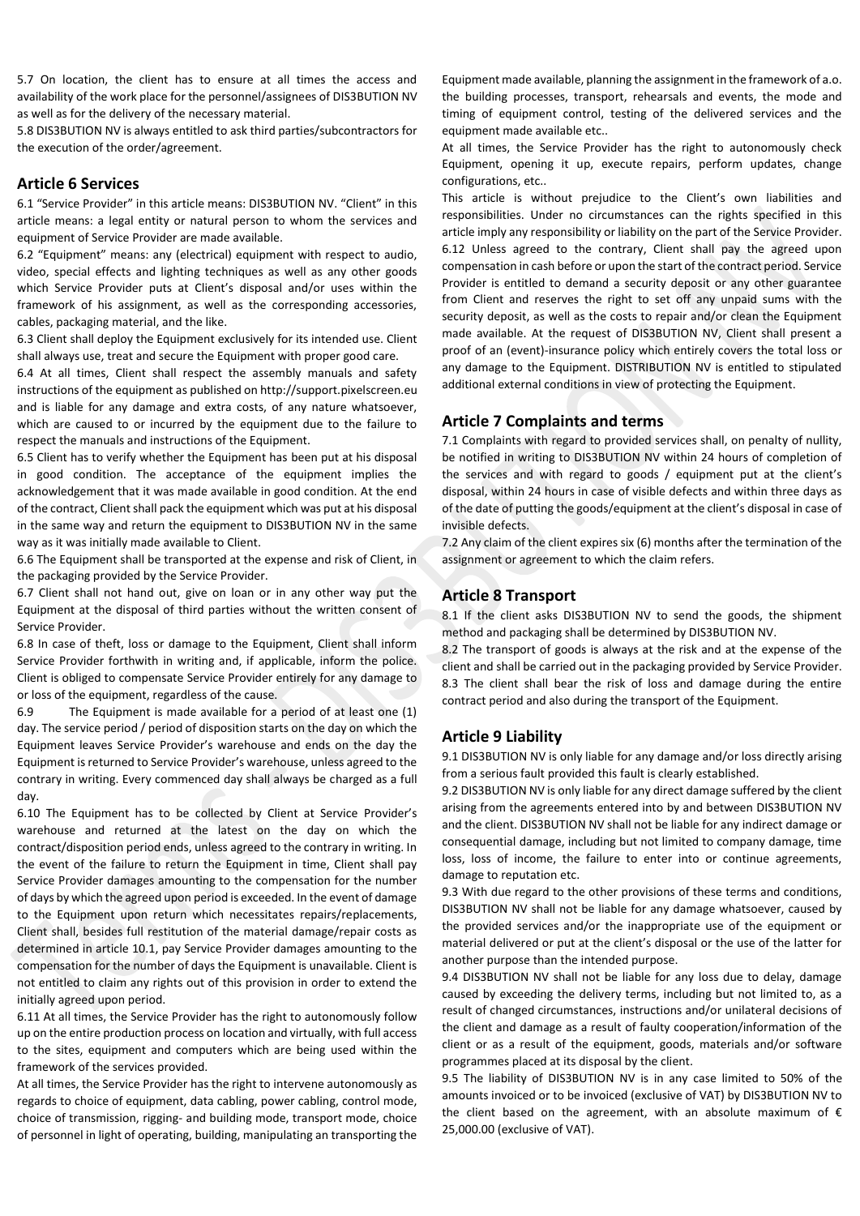5.7 On location, the client has to ensure at all times the access and availability of the work place for the personnel/assignees of DIS3BUTION NV as well as for the delivery of the necessary material.

5.8 DIS3BUTION NV is always entitled to ask third parties/subcontractors for the execution of the order/agreement.

## Article 6 Services

6.1 "Service Provider" in this article means: DIS3BUTION NV. "Client" in this article means: a legal entity or natural person to whom the services and equipment of Service Provider are made available.

6.2 "Equipment" means: any (electrical) equipment with respect to audio, video, special effects and lighting techniques as well as any other goods which Service Provider puts at Client's disposal and/or uses within the framework of his assignment, as well as the corresponding accessories, cables, packaging material, and the like.

6.3 Client shall deploy the Equipment exclusively for its intended use. Client shall always use, treat and secure the Equipment with proper good care.

6.4 At all times, Client shall respect the assembly manuals and safety instructions of the equipment as published on http://support.pixelscreen.eu and is liable for any damage and extra costs, of any nature whatsoever, which are caused to or incurred by the equipment due to the failure to respect the manuals and instructions of the Equipment.

6.5 Client has to verify whether the Equipment has been put at his disposal in good condition. The acceptance of the equipment implies the acknowledgement that it was made available in good condition. At the end of the contract, Client shall pack the equipment which was put at his disposal in the same way and return the equipment to DIS3BUTION NV in the same way as it was initially made available to Client.

6.6 The Equipment shall be transported at the expense and risk of Client, in the packaging provided by the Service Provider.

6.7 Client shall not hand out, give on loan or in any other way put the Equipment at the disposal of third parties without the written consent of Service Provider.

6.8 In case of theft, loss or damage to the Equipment, Client shall inform Service Provider forthwith in writing and, if applicable, inform the police. Client is obliged to compensate Service Provider entirely for any damage to or loss of the equipment, regardless of the cause.

6.9 The Equipment is made available for a period of at least one (1) day. The service period / period of disposition starts on the day on which the Equipment leaves Service Provider's warehouse and ends on the day the Equipment is returned to Service Provider's warehouse, unless agreed to the contrary in writing. Every commenced day shall always be charged as a full day.

6.10 The Equipment has to be collected by Client at Service Provider's warehouse and returned at the latest on the day on which the contract/disposition period ends, unless agreed to the contrary in writing. In the event of the failure to return the Equipment in time, Client shall pay Service Provider damages amounting to the compensation for the number of days by which the agreed upon period is exceeded. In the event of damage to the Equipment upon return which necessitates repairs/replacements, Client shall, besides full restitution of the material damage/repair costs as determined in article 10.1, pay Service Provider damages amounting to the compensation for the number of days the Equipment is unavailable. Client is not entitled to claim any rights out of this provision in order to extend the initially agreed upon period.

6.11 At all times, the Service Provider has the right to autonomously follow up on the entire production process on location and virtually, with full access to the sites, equipment and computers which are being used within the framework of the services provided.

At all times, the Service Provider has the right to intervene autonomously as regards to choice of equipment, data cabling, power cabling, control mode, choice of transmission, rigging- and building mode, transport mode, choice of personnel in light of operating, building, manipulating an transporting the Equipment made available, planning the assignment in the framework of a.o. the building processes, transport, rehearsals and events, the mode and timing of equipment control, testing of the delivered services and the equipment made available etc..

At all times, the Service Provider has the right to autonomously check Equipment, opening it up, execute repairs, perform updates, change configurations, etc..

This article is without prejudice to the Client's own liabilities and responsibilities. Under no circumstances can the rights specified in this article imply any responsibility or liability on the part of the Service Provider.

6.12 Unless agreed to the contrary, Client shall pay the agreed upon compensation in cash before or upon the start of the contract period. Service Provider is entitled to demand a security deposit or any other guarantee from Client and reserves the right to set off any unpaid sums with the security deposit, as well as the costs to repair and/or clean the Equipment made available. At the request of DIS3BUTION NV, Client shall present a proof of an (event)-insurance policy which entirely covers the total loss or any damage to the Equipment. DISTRIBUTION NV is entitled to stipulated additional external conditions in view of protecting the Equipment.

## Article 7 Complaints and terms

7.1 Complaints with regard to provided services shall, on penalty of nullity, be notified in writing to DIS3BUTION NV within 24 hours of completion of the services and with regard to goods / equipment put at the client's disposal, within 24 hours in case of visible defects and within three days as of the date of putting the goods/equipment at the client's disposal in case of invisible defects.

7.2 Any claim of the client expires six (6) months after the termination of the assignment or agreement to which the claim refers.

## Article 8 Transport

8.1 If the client asks DIS3BUTION NV to send the goods, the shipment method and packaging shall be determined by DIS3BUTION NV.

8.2 The transport of goods is always at the risk and at the expense of the client and shall be carried out in the packaging provided by Service Provider.

8.3 The client shall bear the risk of loss and damage during the entire contract period and also during the transport of the Equipment.

## Article 9 Liability

9.1 DIS3BUTION NV is only liable for any damage and/or loss directly arising from a serious fault provided this fault is clearly established.

9.2 DIS3BUTION NV is only liable for any direct damage suffered by the client arising from the agreements entered into by and between DIS3BUTION NV and the client. DIS3BUTION NV shall not be liable for any indirect damage or consequential damage, including but not limited to company damage, time loss, loss of income, the failure to enter into or continue agreements, damage to reputation etc.

9.3 With due regard to the other provisions of these terms and conditions, DIS3BUTION NV shall not be liable for any damage whatsoever, caused by the provided services and/or the inappropriate use of the equipment or material delivered or put at the client's disposal or the use of the latter for another purpose than the intended purpose.

9.4 DIS3BUTION NV shall not be liable for any loss due to delay, damage caused by exceeding the delivery terms, including but not limited to, as a result of changed circumstances, instructions and/or unilateral decisions of the client and damage as a result of faulty cooperation/information of the client or as a result of the equipment, goods, materials and/or software programmes placed at its disposal by the client.

9.5 The liability of DIS3BUTION NV is in any case limited to 50% of the amounts invoiced or to be invoiced (exclusive of VAT) by DIS3BUTION NV to the client based on the agreement, with an absolute maximum of € 25,000.00 (exclusive of VAT).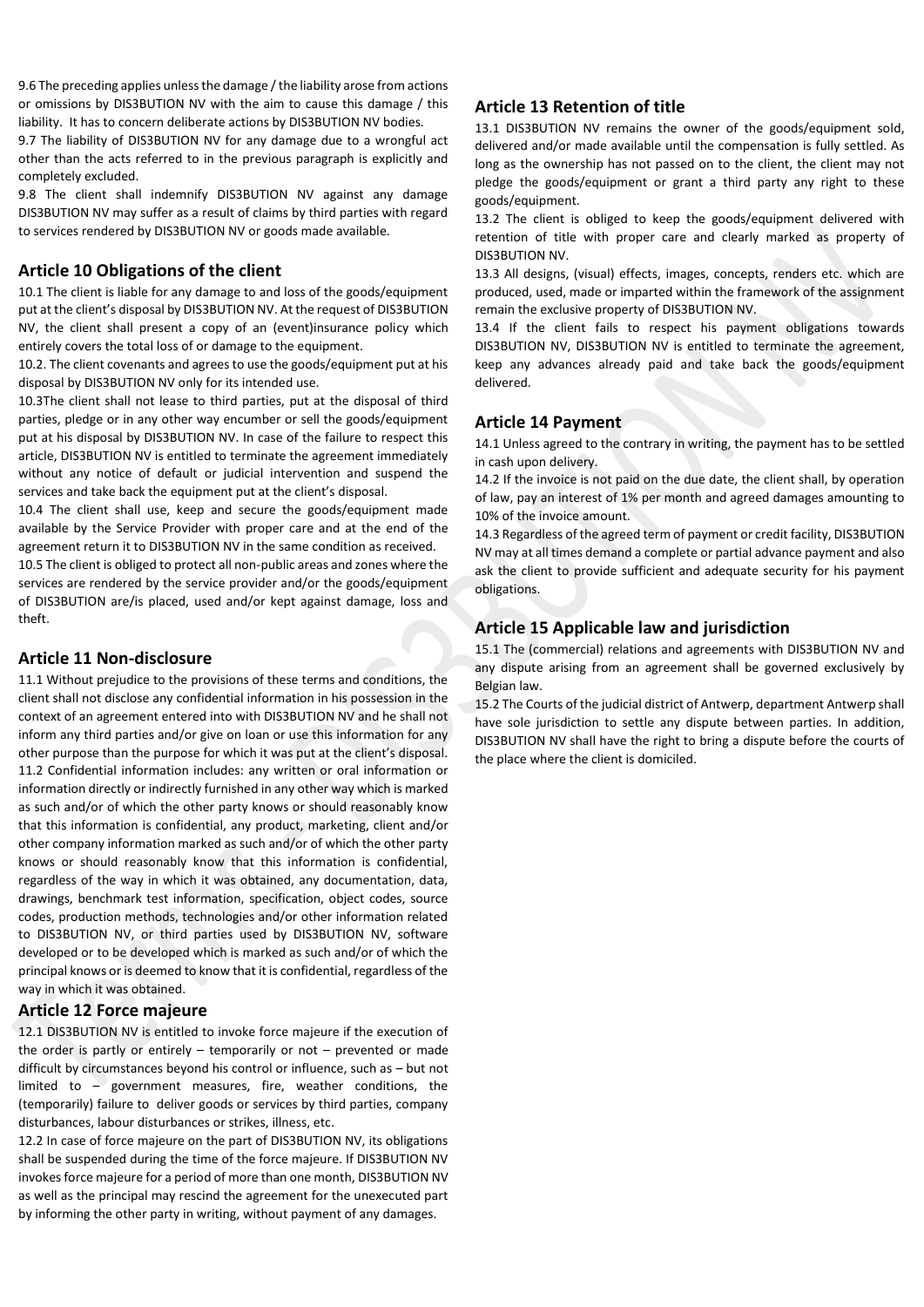9.6 The preceding applies unless the damage / the liability arose from actions or omissions by DIS3BUTION NV with the aim to cause this damage / this liability. It has to concern deliberate actions by DIS3BUTION NV bodies.

9.7 The liability of DIS3BUTION NV for any damage due to a wrongful act other than the acts referred to in the previous paragraph is explicitly and completely excluded.

9.8 The client shall indemnify DIS3BUTION NV against any damage DIS3BUTION NV may suffer as a result of claims by third parties with regard to services rendered by DIS3BUTION NV or goods made available.

## Article 10 Obligations of the client

10.1 The client is liable for any damage to and loss of the goods/equipment put at the client's disposal by DIS3BUTION NV. At the request of DIS3BUTION NV, the client shall present a copy of an (event)insurance policy which entirely covers the total loss of or damage to the equipment.

10.2. The client covenants and agrees to use the goods/equipment put at his disposal by DIS3BUTION NV only for its intended use.

10.3The client shall not lease to third parties, put at the disposal of third parties, pledge or in any other way encumber or sell the goods/equipment put at his disposal by DIS3BUTION NV. In case of the failure to respect this article, DIS3BUTION NV is entitled to terminate the agreement immediately without any notice of default or judicial intervention and suspend the services and take back the equipment put at the client's disposal.

10.4 The client shall use, keep and secure the goods/equipment made available by the Service Provider with proper care and at the end of the agreement return it to DIS3BUTION NV in the same condition as received.

10.5 The client is obliged to protect all non-public areas and zones where the services are rendered by the service provider and/or the goods/equipment of DIS3BUTION are/is placed, used and/or kept against damage, loss and theft.

## Article 11 Non-disclosure

11.1 Without prejudice to the provisions of these terms and conditions, the client shall not disclose any confidential information in his possession in the context of an agreement entered into with DIS3BUTION NV and he shall not inform any third parties and/or give on loan or use this information for any other purpose than the purpose for which it was put at the client's disposal.

11.2 Confidential information includes: any written or oral information or information directly or indirectly furnished in any other way which is marked as such and/or of which the other party knows or should reasonably know that this information is confidential, any product, marketing, client and/or other company information marked as such and/or of which the other party knows or should reasonably know that this information is confidential, regardless of the way in which it was obtained, any documentation, data, drawings, benchmark test information, specification, object codes, source codes, production methods, technologies and/or other information related to DIS3BUTION NV, or third parties used by DIS3BUTION NV, software developed or to be developed which is marked as such and/or of which the principal knows or is deemed to know that it is confidential, regardless of the way in which it was obtained.

## Article 12 Force majeure

12.1 DIS3BUTION NV is entitled to invoke force majeure if the execution of the order is partly or entirely – temporarily or not – prevented or made difficult by circumstances beyond his control or influence, such as – but not limited to – government measures, fire, weather conditions, the (temporarily) failure to deliver goods or services by third parties, company disturbances, labour disturbances or strikes, illness, etc.

12.2 In case of force majeure on the part of DIS3BUTION NV, its obligations shall be suspended during the time of the force majeure. If DIS3BUTION NV invokes force majeure for a period of more than one month, DIS3BUTION NV as well as the principal may rescind the agreement for the unexecuted part by informing the other party in writing, without payment of any damages.

## Article 13 Retention of title

13.1 DIS3BUTION NV remains the owner of the goods/equipment sold, delivered and/or made available until the compensation is fully settled. As long as the ownership has not passed on to the client, the client may not pledge the goods/equipment or grant a third party any right to these goods/equipment.

13.2 The client is obliged to keep the goods/equipment delivered with retention of title with proper care and clearly marked as property of DIS3BUTION NV.

13.3 All designs, (visual) effects, images, concepts, renders etc. which are produced, used, made or imparted within the framework of the assignment remain the exclusive property of DIS3BUTION NV.

13.4 If the client fails to respect his payment obligations towards DIS3BUTION NV, DIS3BUTION NV is entitled to terminate the agreement, keep any advances already paid and take back the goods/equipment delivered.

## Article 14 Payment

14.1 Unless agreed to the contrary in writing, the payment has to be settled in cash upon delivery.

14.2 If the invoice is not paid on the due date, the client shall, by operation of law, pay an interest of 1% per month and agreed damages amounting to 10% of the invoice amount.

14.3 Regardless of the agreed term of payment or credit facility, DIS3BUTION NV may at all times demand a complete or partial advance payment and also ask the client to provide sufficient and adequate security for his payment obligations.

## Article 15 Applicable law and jurisdiction

15.1 The (commercial) relations and agreements with DIS3BUTION NV and any dispute arising from an agreement shall be governed exclusively by Belgian law.

15.2 The Courts of the judicial district of Antwerp, department Antwerp shall have sole jurisdiction to settle any dispute between parties. In addition, DIS3BUTION NV shall have the right to bring a dispute before the courts of the place where the client is domiciled.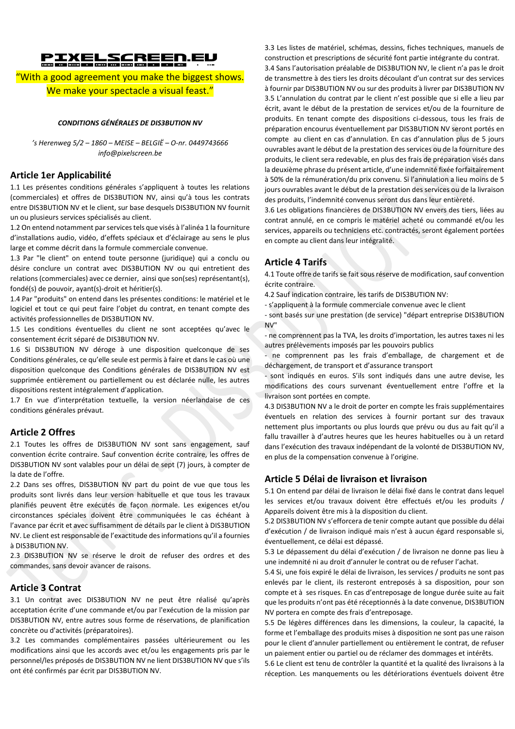# PIXELSCREEN.EU

"With a good agreement you make the biggest shows. We make your spectacle a visual feast."

***CONDITIONS GÉNÉRALES DE DIS3BUTION NV***

*'s Herenweg 5/2 – 1860 – MEISE – BELGIË – O-nr. 0449743666*
*info@pixelscreen.be*

## Article 1er Applicabilité

1.1 Les présentes conditions générales s'appliquent à toutes les relations (commerciales) et offres de DIS3BUTION NV, ainsi qu'à tous les contrats entre DIS3BUTION NV et le client, sur base desquels DIS3BUTION NV fournit un ou plusieurs services spécialisés au client.

1.2 On entend notamment par services tels que visés à l'alinéa 1 la fourniture d'installations audio, vidéo, d'effets spéciaux et d'éclairage au sens le plus large et comme décrit dans la formule commerciale convenue.

1.3 Par "le client" on entend toute personne (juridique) qui a conclu ou désire conclure un contrat avec DIS3BUTION NV ou qui entretient des relations (commerciales) avec ce dernier, ainsi que son(ses) représentant(s), fondé(s) de pouvoir, ayant(s)-droit et héritier(s).

1.4 Par "produits" on entend dans les présentes conditions: le matériel et le logiciel et tout ce qui peut faire l'objet du contrat, en tenant compte des activités professionnelles de DIS3BUTION NV.

1.5 Les conditions éventuelles du client ne sont acceptées qu'avec le consentement écrit séparé de DIS3BUTION NV.

1.6 Si DIS3BUTION NV déroge à une disposition quelconque de ses Conditions générales, ce qu'elle seule est permis à faire et dans le cas où une disposition quelconque des Conditions générales de DIS3BUTION NV est supprimée entièrement ou partiellement ou est déclarée nulle, les autres dispositions restent intégralement d'application.

1.7 En vue d'interprétation textuelle, la version néerlandaise de ces conditions générales prévaut.

## Article 2 Offres

2.1 Toutes les offres de DIS3BUTION NV sont sans engagement, sauf convention écrite contraire. Sauf convention écrite contraire, les offres de DIS3BUTION NV sont valables pour un délai de sept (7) jours, à compter de la date de l'offre.

2.2 Dans ses offres, DIS3BUTION NV part du point de vue que tous les produits sont livrés dans leur version habituelle et que tous les travaux planifiés peuvent être exécutés de façon normale. Les exigences et/ou circonstances spéciales doivent être communiquées le cas échéant à l'avance par écrit et avec suffisamment de détails par le client à DIS3BUTION NV. Le client est responsable de l'exactitude des informations qu'il a fournies à DIS3BUTION NV.

2.3 DIS3BUTION NV se réserve le droit de refuser des ordres et des commandes, sans devoir avancer de raisons.

## Article 3 Contrat

3.1 Un contrat avec DIS3BUTION NV ne peut être réalisé qu'après acceptation écrite d'une commande et/ou par l'exécution de la mission par DIS3BUTION NV, entre autres sous forme de réservations, de planification concrète ou d'activités (préparatoires).

3.2 Les commandes complémentaires passées ultérieurement ou les modifications ainsi que les accords avec et/ou les engagements pris par le personnel/les préposés de DIS3BUTION NV ne lient DIS3BUTION NV que s'ils ont été confirmés par écrit par DIS3BUTION NV.

3.3 Les listes de matériel, schémas, dessins, fiches techniques, manuels de construction et prescriptions de sécurité font partie intégrante du contrat.

3.4 Sans l'autorisation préalable de DIS3BUTION NV, le client n'a pas le droit de transmettre à des tiers les droits découlant d'un contrat sur des services à fournir par DIS3BUTION NV ou sur des produits à livrer par DIS3BUTION NV

3.5 L'annulation du contrat par le client n'est possible que si elle a lieu par écrit, avant le début de la prestation de services et/ou de la fourniture de produits. En tenant compte des dispositions ci-dessous, tous les frais de préparation encourus éventuellement par DIS3BUTION NV seront portés en compte au client en cas d'annulation. En cas d'annulation plus de 5 jours ouvrables avant le début de la prestation des services ou de la fourniture des produits, le client sera redevable, en plus des frais de préparation visés dans la deuxième phrase du présent article, d'une indemnité fixée forfaitairement à 50% de la rémunération/du prix convenu. Si l'annulation a lieu moins de 5 jours ouvrables avant le début de la prestation des services ou de la livraison des produits, l'indemnité convenus seront dus dans leur entièreté.

3.6 Les obligations financières de DIS3BUTION NV envers des tiers, liées au contrat annulé, en ce compris le matériel acheté ou commandé et/ou les services, appareils ou techniciens etc. contractés, seront également portées en compte au client dans leur intégralité.

## Article 4 Tarifs

4.1 Toute offre de tarifs se fait sous réserve de modification, sauf convention écrite contraire.

4.2 Sauf indication contraire, les tarifs de DIS3BUTION NV:

- s'appliquent à la formule commerciale convenue avec le client
- sont basés sur une prestation (de service) "départ entreprise DIS3BUTION NV"
- ne comprennent pas la TVA, les droits d'importation, les autres taxes ni les autres prélèvements imposés par les pouvoirs publics
- ne comprennent pas les frais d'emballage, de chargement et de déchargement, de transport et d'assurance transport
- sont indiqués en euros. S'ils sont indiqués dans une autre devise, les modifications des cours survenant éventuellement entre l'offre et la livraison sont portées en compte.

4.3 DIS3BUTION NV a le droit de porter en compte les frais supplémentaires éventuels en relation des services à fournir portant sur des travaux nettement plus importants ou plus lourds que prévu ou dus au fait qu'il a fallu travailler à d'autres heures que les heures habituelles ou à un retard dans l'exécution des travaux indépendant de la volonté de DIS3BUTION NV, en plus de la compensation convenue à l'origine.

## Article 5 Délai de livraison et livraison

5.1 On entend par délai de livraison le délai fixé dans le contrat dans lequel les services et/ou travaux doivent être effectués et/ou les produits / Appareils doivent être mis à la disposition du client.

5.2 DIS3BUTION NV s'efforcera de tenir compte autant que possible du délai d'exécution / de livraison indiqué mais n'est à aucun égard responsable si, éventuellement, ce délai est dépassé.

5.3 Le dépassement du délai d'exécution / de livraison ne donne pas lieu à une indemnité ni au droit d'annuler le contrat ou de refuser l'achat.

5.4 Si, une fois expiré le délai de livraison, les services / produits ne sont pas enlevés par le client, ils resteront entreposés à sa disposition, pour son compte et à ses risques. En cas d'entreposage de longue durée suite au fait que les produits n'ont pas été réceptionnés à la date convenue, DIS3BUTION NV portera en compte des frais d'entreposage.

5.5 De légères différences dans les dimensions, la couleur, la capacité, la forme et l'emballage des produits mises à disposition ne sont pas une raison pour le client d'annuler partiellement ou entièrement le contrat, de refuser un paiement entier ou partiel ou de réclamer des dommages et intérêts.

5.6 Le client est tenu de contrôler la quantité et la qualité des livraisons à la réception. Les manquements ou les détériorations éventuels doivent être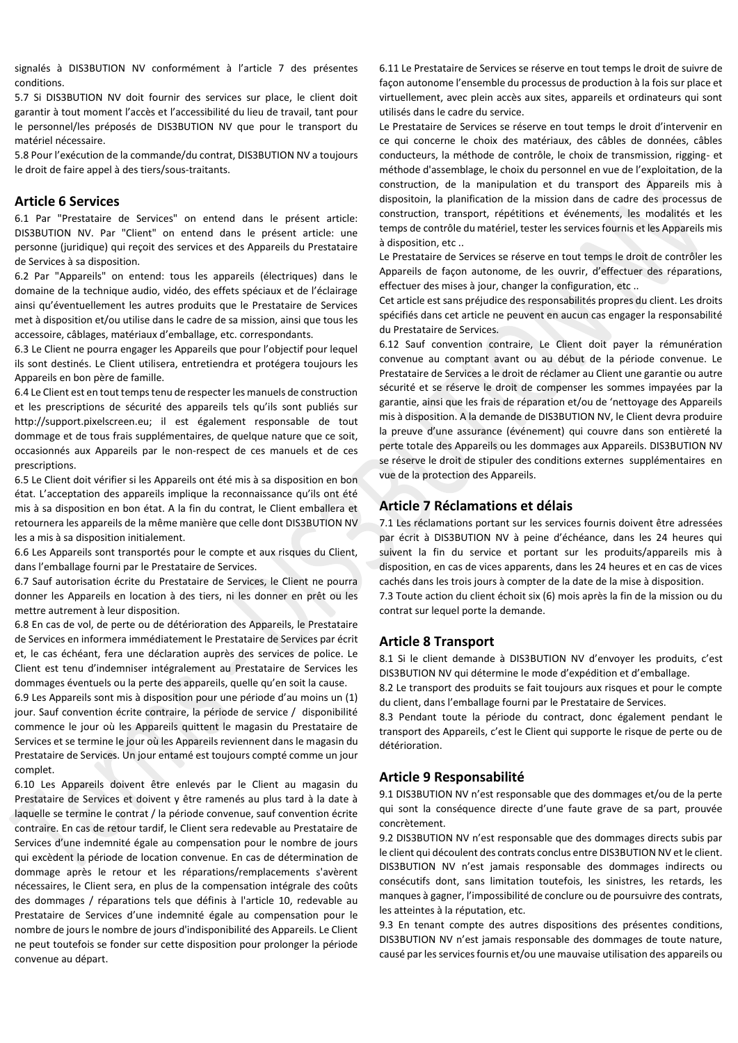signalés à DIS3BUTION NV conformément à l'article 7 des présentes conditions.

5.7 Si DIS3BUTION NV doit fournir des services sur place, le client doit garantir à tout moment l'accès et l'accessibilité du lieu de travail, tant pour le personnel/les préposés de DIS3BUTION NV que pour le transport du matériel nécessaire.

5.8 Pour l'exécution de la commande/du contrat, DIS3BUTION NV a toujours le droit de faire appel à des tiers/sous-traitants.

## Article 6 Services

6.1 Par "Prestataire de Services" on entend dans le présent article: DIS3BUTION NV. Par "Client" on entend dans le présent article: une personne (juridique) qui reçoit des services et des Appareils du Prestataire de Services à sa disposition.

6.2 Par "Appareils" on entend: tous les appareils (électriques) dans le domaine de la technique audio, vidéo, des effets spéciaux et de l'éclairage ainsi qu'éventuellement les autres produits que le Prestataire de Services met à disposition et/ou utilise dans le cadre de sa mission, ainsi que tous les accessoire, câblages, matériaux d'emballage, etc. correspondants.

6.3 Le Client ne pourra engager les Appareils que pour l'objectif pour lequel ils sont destinés. Le Client utilisera, entretiendra et protégera toujours les Appareils en bon père de famille.

6.4 Le Client est en tout temps tenu de respecter les manuels de construction et les prescriptions de sécurité des appareils tels qu'ils sont publiés sur http://support.pixelscreen.eu; il est également responsable de tout dommage et de tous frais supplémentaires, de quelque nature que ce soit, occasionnés aux Appareils par le non-respect de ces manuels et de ces prescriptions.

6.5 Le Client doit vérifier si les Appareils ont été mis à sa disposition en bon état. L'acceptation des appareils implique la reconnaissance qu'ils ont été mis à sa disposition en bon état. A la fin du contrat, le Client emballera et retournera les appareils de la même manière que celle dont DIS3BUTION NV les a mis à sa disposition initialement.

6.6 Les Appareils sont transportés pour le compte et aux risques du Client, dans l'emballage fourni par le Prestataire de Services.

6.7 Sauf autorisation écrite du Prestataire de Services, le Client ne pourra donner les Appareils en location à des tiers, ni les donner en prêt ou les mettre autrement à leur disposition.

6.8 En cas de vol, de perte ou de détérioration des Appareils, le Prestataire de Services en informera immédiatement le Prestataire de Services par écrit et, le cas échéant, fera une déclaration auprès des services de police. Le Client est tenu d'indemniser intégralement au Prestataire de Services les dommages éventuels ou la perte des appareils, quelle qu'en soit la cause.

6.9 Les Appareils sont mis à disposition pour une période d'au moins un (1) jour. Sauf convention écrite contraire, la période de service / disponibilité commence le jour où les Appareils quittent le magasin du Prestataire de Services et se termine le jour où les Appareils reviennent dans le magasin du Prestataire de Services. Un jour entamé est toujours compté comme un jour complet.

6.10 Les Appareils doivent être enlevés par le Client au magasin du Prestataire de Services et doivent y être ramenés au plus tard à la date à laquelle se termine le contrat / la période convenue, sauf convention écrite contraire. En cas de retour tardif, le Client sera redevable au Prestataire de Services d'une indemnité égale au compensation pour le nombre de jours qui excèdent la période de location convenue. En cas de détermination de dommage après le retour et les réparations/remplacements s'avèrent nécessaires, le Client sera, en plus de la compensation intégrale des coûts des dommages / réparations tels que définis à l'article 10, redevable au Prestataire de Services d'une indemnité égale au compensation pour le nombre de jours le nombre de jours d'indisponibilité des Appareils. Le Client ne peut toutefois se fonder sur cette disposition pour prolonger la période convenue au départ.

6.11 Le Prestataire de Services se réserve en tout temps le droit de suivre de façon autonome l'ensemble du processus de production à la fois sur place et virtuellement, avec plein accès aux sites, appareils et ordinateurs qui sont utilisés dans le cadre du service.

Le Prestataire de Services se réserve en tout temps le droit d'intervenir en ce qui concerne le choix des matériaux, des câbles de données, câbles conducteurs, la méthode de contrôle, le choix de transmission, rigging- et méthode d'assemblage, le choix du personnel en vue de l'exploitation, de la construction, de la manipulation et du transport des Appareils mis à dispositoin, la planification de la mission dans de cadre des processus de construction, transport, répétitions et événements, les modalités et les temps de contrôle du matériel, tester les services fournis et les Appareils mis à disposition, etc ..

Le Prestataire de Services se réserve en tout temps le droit de contrôler les Appareils de façon autonome, de les ouvrir, d'effectuer des réparations, effectuer des mises à jour, changer la configuration, etc ..

Cet article est sans préjudice des responsabilités propres du client. Les droits spécifiés dans cet article ne peuvent en aucun cas engager la responsabilité du Prestataire de Services.

6.12 Sauf convention contraire, Le Client doit payer la rémunération convenue au comptant avant ou au début de la période convenue. Le Prestataire de Services a le droit de réclamer au Client une garantie ou autre sécurité et se réserve le droit de compenser les sommes impayées par la garantie, ainsi que les frais de réparation et/ou de 'nettoyage des Appareils mis à disposition. A la demande de DIS3BUTION NV, le Client devra produire la preuve d'une assurance (événement) qui couvre dans son entièreté la perte totale des Appareils ou les dommages aux Appareils. DIS3BUTION NV se réserve le droit de stipuler des conditions externes supplémentaires en vue de la protection des Appareils.

## Article 7 Réclamations et délais

7.1 Les réclamations portant sur les services fournis doivent être adressées par écrit à DIS3BUTION NV à peine d'échéance, dans les 24 heures qui suivent la fin du service et portant sur les produits/appareils mis à disposition, en cas de vices apparents, dans les 24 heures et en cas de vices cachés dans les trois jours à compter de la date de la mise à disposition.

7.3 Toute action du client échoit six (6) mois après la fin de la mission ou du contrat sur lequel porte la demande.

## Article 8 Transport

8.1 Si le client demande à DIS3BUTION NV d'envoyer les produits, c'est DIS3BUTION NV qui détermine le mode d'expédition et d'emballage.

8.2 Le transport des produits se fait toujours aux risques et pour le compte du client, dans l'emballage fourni par le Prestataire de Services.

8.3 Pendant toute la période du contract, donc également pendant le transport des Appareils, c'est le Client qui supporte le risque de perte ou de détérioration.

## Article 9 Responsabilité

9.1 DIS3BUTION NV n'est responsable que des dommages et/ou de la perte qui sont la conséquence directe d'une faute grave de sa part, prouvée concrètement.

9.2 DIS3BUTION NV n'est responsable que des dommages directs subis par le client qui découlent des contrats conclus entre DIS3BUTION NV et le client. DIS3BUTION NV n'est jamais responsable des dommages indirects ou consécutifs dont, sans limitation toutefois, les sinistres, les retards, les manques à gagner, l'impossibilité de conclure ou de poursuivre des contrats, les atteintes à la réputation, etc.

9.3 En tenant compte des autres dispositions des présentes conditions, DIS3BUTION NV n'est jamais responsable des dommages de toute nature, causé par les services fournis et/ou une mauvaise utilisation des appareils ou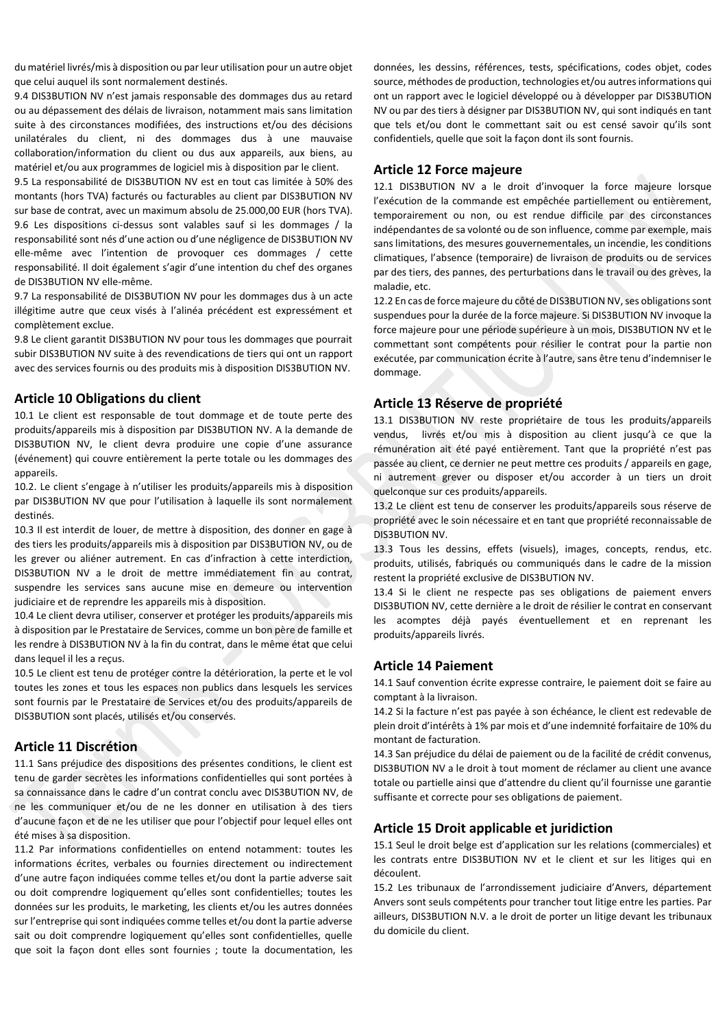du matériel livrés/mis à disposition ou par leur utilisation pour un autre objet que celui auquel ils sont normalement destinés.

9.4 DIS3BUTION NV n'est jamais responsable des dommages dus au retard ou au dépassement des délais de livraison, notamment mais sans limitation suite à des circonstances modifiées, des instructions et/ou des décisions unilatérales du client, ni des dommages dus à une mauvaise collaboration/information du client ou dus aux appareils, aux biens, au matériel et/ou aux programmes de logiciel mis à disposition par le client.

9.5 La responsabilité de DIS3BUTION NV est en tout cas limitée à 50% des montants (hors TVA) facturés ou facturables au client par DIS3BUTION NV sur base de contrat, avec un maximum absolu de 25.000,00 EUR (hors TVA).

9.6 Les dispositions ci-dessus sont valables sauf si les dommages / la responsabilité sont nés d'une action ou d'une négligence de DIS3BUTION NV elle-même avec l'intention de provoquer ces dommages / cette responsabilité. Il doit également s'agir d'une intention du chef des organes de DIS3BUTION NV elle-même.

9.7 La responsabilité de DIS3BUTION NV pour les dommages dus à un acte illégitime autre que ceux visés à l'alinéa précédent est expressément et complètement exclue.

9.8 Le client garantit DIS3BUTION NV pour tous les dommages que pourrait subir DIS3BUTION NV suite à des revendications de tiers qui ont un rapport avec des services fournis ou des produits mis à disposition DIS3BUTION NV.

## Article 10 Obligations du client

10.1 Le client est responsable de tout dommage et de toute perte des produits/appareils mis à disposition par DIS3BUTION NV. A la demande de DIS3BUTION NV, le client devra produire une copie d'une assurance (événement) qui couvre entièrement la perte totale ou les dommages des appareils.

10.2. Le client s'engage à n'utiliser les produits/appareils mis à disposition par DIS3BUTION NV que pour l'utilisation à laquelle ils sont normalement destinés.

10.3 Il est interdit de louer, de mettre à disposition, des donner en gage à des tiers les produits/appareils mis à disposition par DIS3BUTION NV, ou de les grever ou aliéner autrement. En cas d'infraction à cette interdiction, DIS3BUTION NV a le droit de mettre immédiatement fin au contrat, suspendre les services sans aucune mise en demeure ou intervention judiciaire et de reprendre les appareils mis à disposition.

10.4 Le client devra utiliser, conserver et protéger les produits/appareils mis à disposition par le Prestataire de Services, comme un bon père de famille et les rendre à DIS3BUTION NV à la fin du contrat, dans le même état que celui dans lequel il les a reçus.

10.5 Le client est tenu de protéger contre la détérioration, la perte et le vol toutes les zones et tous les espaces non publics dans lesquels les services sont fournis par le Prestataire de Services et/ou des produits/appareils de DIS3BUTION sont placés, utilisés et/ou conservés.

## Article 11 Discrétion

11.1 Sans préjudice des dispositions des présentes conditions, le client est tenu de garder secrètes les informations confidentielles qui sont portées à sa connaissance dans le cadre d'un contrat conclu avec DIS3BUTION NV, de ne les communiquer et/ou de ne les donner en utilisation à des tiers d'aucune façon et de ne les utiliser que pour l'objectif pour lequel elles ont été mises à sa disposition.

11.2 Par informations confidentielles on entend notamment: toutes les informations écrites, verbales ou fournies directement ou indirectement d'une autre façon indiquées comme telles et/ou dont la partie adverse sait ou doit comprendre logiquement qu'elles sont confidentielles; toutes les données sur les produits, le marketing, les clients et/ou les autres données sur l'entreprise qui sont indiquées comme telles et/ou dont la partie adverse sait ou doit comprendre logiquement qu'elles sont confidentielles, quelle que soit la façon dont elles sont fournies ; toute la documentation, les données, les dessins, références, tests, spécifications, codes objet, codes source, méthodes de production, technologies et/ou autres informations qui ont un rapport avec le logiciel développé ou à développer par DIS3BUTION NV ou par des tiers à désigner par DIS3BUTION NV, qui sont indiqués en tant que tels et/ou dont le commettant sait ou est censé savoir qu'ils sont confidentiels, quelle que soit la façon dont ils sont fournis.

## Article 12 Force majeure

12.1 DIS3BUTION NV a le droit d'invoquer la force majeure lorsque l'exécution de la commande est empêchée partiellement ou entièrement, temporairement ou non, ou est rendue difficile par des circonstances indépendantes de sa volonté ou de son influence, comme par exemple, mais sans limitations, des mesures gouvernementales, un incendie, les conditions climatiques, l'absence (temporaire) de livraison de produits ou de services par des tiers, des pannes, des perturbations dans le travail ou des grèves, la maladie, etc.

12.2 En cas de force majeure du côté de DIS3BUTION NV, ses obligations sont suspendues pour la durée de la force majeure. Si DIS3BUTION NV invoque la force majeure pour une période supérieure à un mois, DIS3BUTION NV et le commettant sont compétents pour résilier le contrat pour la partie non exécutée, par communication écrite à l'autre, sans être tenu d'indemniser le dommage.

## Article 13 Réserve de propriété

13.1 DIS3BUTION NV reste propriétaire de tous les produits/appareils vendus, livrés et/ou mis à disposition au client jusqu'à ce que la rémunération ait été payé entièrement. Tant que la propriété n'est pas passée au client, ce dernier ne peut mettre ces produits / appareils en gage, ni autrement grever ou disposer et/ou accorder à un tiers un droit quelconque sur ces produits/appareils.

13.2 Le client est tenu de conserver les produits/appareils sous réserve de propriété avec le soin nécessaire et en tant que propriété reconnaissable de DIS3BUTION NV.

13.3 Tous les dessins, effets (visuels), images, concepts, rendus, etc. produits, utilisés, fabriqués ou communiqués dans le cadre de la mission restent la propriété exclusive de DIS3BUTION NV.

13.4 Si le client ne respecte pas ses obligations de paiement envers DIS3BUTION NV, cette dernière a le droit de résilier le contrat en conservant les acomptes déjà payés éventuellement et en reprenant les produits/appareils livrés.

## Article 14 Paiement

14.1 Sauf convention écrite expresse contraire, le paiement doit se faire au comptant à la livraison.

14.2 Si la facture n'est pas payée à son échéance, le client est redevable de plein droit d'intérêts à 1% par mois et d'une indemnité forfaitaire de 10% du montant de facturation.

14.3 San préjudice du délai de paiement ou de la facilité de crédit convenus, DIS3BUTION NV a le droit à tout moment de réclamer au client une avance totale ou partielle ainsi que d'attendre du client qu'il fournisse une garantie suffisante et correcte pour ses obligations de paiement.

## Article 15 Droit applicable et juridiction

15.1 Seul le droit belge est d'application sur les relations (commerciales) et les contrats entre DIS3BUTION NV et le client et sur les litiges qui en découlent.

15.2 Les tribunaux de l'arrondissement judiciaire d'Anvers, département Anvers sont seuls compétents pour trancher tout litige entre les parties. Par ailleurs, DIS3BUTION N.V. a le droit de porter un litige devant les tribunaux du domicile du client.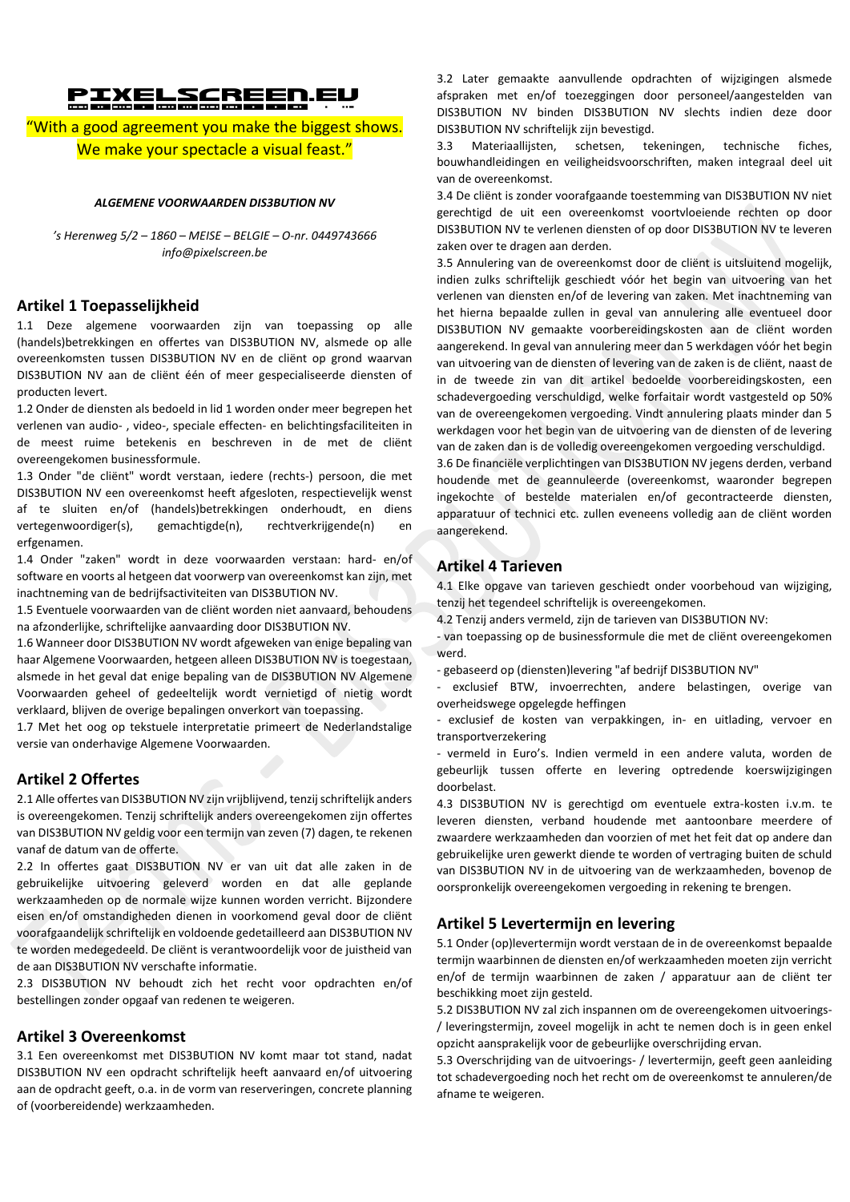**PIXELSCREEN.EU**

“With a good agreement you make the biggest shows.
We make your spectacle a visual feast.”

***ALGEMENE VOORWAARDEN DIS3BUTION NV***

*’s Herenweg 5/2 – 1860 – MEISE – BELGIE – O-nr. 0449743666*
*info@pixelscreen.be*

## Artikel 1 Toepasselijkheid

1.1 Deze algemene voorwaarden zijn van toepassing op alle (handels)betrekkingen en offertes van DIS3BUTION NV, alsmede op alle overeenkomsten tussen DIS3BUTION NV en de cliënt op grond waarvan DIS3BUTION NV aan de cliënt één of meer gespecialiseerde diensten of producten levert.

1.2 Onder de diensten als bedoeld in lid 1 worden onder meer begrepen het verlenen van audio- , video-, speciale effecten- en belichtingsfaciliteiten in de meest ruime betekenis en beschreven in de met de cliënt overeengekomen businessformule.

1.3 Onder "de cliënt" wordt verstaan, iedere (rechts-) persoon, die met DIS3BUTION NV een overeenkomst heeft afgesloten, respectievelijk wenst af te sluiten en/of (handels)betrekkingen onderhoudt, en diens vertegenwoordiger(s), gemachtigde(n), rechtverkrijgende(n) en erfgenamen.

1.4 Onder "zaken" wordt in deze voorwaarden verstaan: hard- en/of software en voorts al hetgeen dat voorwerp van overeenkomst kan zijn, met inachtneming van de bedrijfsactiviteiten van DIS3BUTION NV.

1.5 Eventuele voorwaarden van de cliënt worden niet aanvaard, behoudens na afzonderlijke, schriftelijke aanvaarding door DIS3BUTION NV.

1.6 Wanneer door DIS3BUTION NV wordt afgeweken van enige bepaling van haar Algemene Voorwaarden, hetgeen alleen DIS3BUTION NV is toegestaan, alsmede in het geval dat enige bepaling van de DIS3BUTION NV Algemene Voorwaarden geheel of gedeeltelijk wordt vernietigd of nietig wordt verklaard, blijven de overige bepalingen onverkort van toepassing.

1.7 Met het oog op tekstuele interpretatie primeert de Nederlandstalige versie van onderhavige Algemene Voorwaarden.

## Artikel 2 Offertes

2.1 Alle offertes van DIS3BUTION NV zijn vrijblijvend, tenzij schriftelijk anders is overeengekomen. Tenzij schriftelijk anders overeengekomen zijn offertes van DIS3BUTION NV geldig voor een termijn van zeven (7) dagen, te rekenen vanaf de datum van de offerte.

2.2 In offertes gaat DIS3BUTION NV er van uit dat alle zaken in de gebruikelijke uitvoering geleverd worden en dat alle geplande werkzaamheden op de normale wijze kunnen worden verricht. Bijzondere eisen en/of omstandigheden dienen in voorkomend geval door de cliënt voorafgaandelijk schriftelijk en voldoende gedetailleerd aan DIS3BUTION NV te worden medegedeeld. De cliënt is verantwoordelijk voor de juistheid van de aan DIS3BUTION NV verschafte informatie.

2.3 DIS3BUTION NV behoudt zich het recht voor opdrachten en/of bestellingen zonder opgaaf van redenen te weigeren.

## Artikel 3 Overeenkomst

3.1 Een overeenkomst met DIS3BUTION NV komt maar tot stand, nadat DIS3BUTION NV een opdracht schriftelijk heeft aanvaard en/of uitvoering aan de opdracht geeft, o.a. in de vorm van reserveringen, concrete planning of (voorbereidende) werkzaamheden.

3.2 Later gemaakte aanvullende opdrachten of wijzigingen alsmede afspraken met en/of toezeggingen door personeel/aangestelden van DIS3BUTION NV binden DIS3BUTION NV slechts indien deze door DIS3BUTION NV schriftelijk zijn bevestigd.

3.3 Materiaallijsten, schetsen, tekeningen, technische fiches, bouwhandleidingen en veiligheidsvoorschriften, maken integraal deel uit van de overeenkomst.

3.4 De cliënt is zonder voorafgaande toestemming van DIS3BUTION NV niet gerechtigd de uit een overeenkomst voortvloeiende rechten op door DIS3BUTION NV te verlenen diensten of op door DIS3BUTION NV te leveren zaken over te dragen aan derden.

3.5 Annulering van de overeenkomst door de cliënt is uitsluitend mogelijk, indien zulks schriftelijk geschiedt vóór het begin van uitvoering van het verlenen van diensten en/of de levering van zaken. Met inachtneming van het hierna bepaalde zullen in geval van annulering alle eventueel door DIS3BUTION NV gemaakte voorbereidingskosten aan de cliënt worden aangerekend. In geval van annulering meer dan 5 werkdagen vóór het begin van uitvoering van de diensten of levering van de zaken is de cliënt, naast de in de tweede zin van dit artikel bedoelde voorbereidingskosten, een schadevergoeding verschuldigd, welke forfaitair wordt vastgesteld op 50% van de overeengekomen vergoeding. Vindt annulering plaats minder dan 5 werkdagen voor het begin van de uitvoering van de diensten of de levering van de zaken dan is de volledig overeengekomen vergoeding verschuldigd.

3.6 De financiële verplichtingen van DIS3BUTION NV jegens derden, verband houdende met de geannuleerde (overeenkomst, waaronder begrepen ingekochte of bestelde materialen en/of gecontracteerde diensten, apparatuur of technici etc. zullen eveneens volledig aan de cliënt worden aangerekend.

## Artikel 4 Tarieven

4.1 Elke opgave van tarieven geschiedt onder voorbehoud van wijziging, tenzij het tegendeel schriftelijk is overeengekomen.

4.2 Tenzij anders vermeld, zijn de tarieven van DIS3BUTION NV:

- van toepassing op de businessformule die met de cliënt overeengekomen werd.
- gebaseerd op (diensten)levering "af bedrijf DIS3BUTION NV"
- exclusief BTW, invoerrechten, andere belastingen, overige van overheidswege opgelegde heffingen
- exclusief de kosten van verpakkingen, in- en uitlading, vervoer en transportverzekering
- vermeld in Euro’s. Indien vermeld in een andere valuta, worden de gebeurlijk tussen offerte en levering optredende koerswijzigingen doorbelast.

4.3 DIS3BUTION NV is gerechtigd om eventuele extra-kosten i.v.m. te leveren diensten, verband houdende met aantoonbare meerdere of zwaardere werkzaamheden dan voorzien of met het feit dat op andere dan gebruikelijke uren gewerkt diende te worden of vertraging buiten de schuld van DIS3BUTION NV in de uitvoering van de werkzaamheden, bovenop de oorspronkelijk overeengekomen vergoeding in rekening te brengen.

## Artikel 5 Levertermijn en levering

5.1 Onder (op)levertermijn wordt verstaan de in de overeenkomst bepaalde termijn waarbinnen de diensten en/of werkzaamheden moeten zijn verricht en/of de termijn waarbinnen de zaken / apparatuur aan de cliënt ter beschikking moet zijn gesteld.

5.2 DIS3BUTION NV zal zich inspannen om de overeengekomen uitvoerings- / leveringstermijn, zoveel mogelijk in acht te nemen doch is in geen enkel opzicht aansprakelijk voor de gebeurlijke overschrijding ervan.

5.3 Overschrijding van de uitvoerings- / levertermijn, geeft geen aanleiding tot schadevergoeding noch het recht om de overeenkomst te annuleren/de afname te weigeren.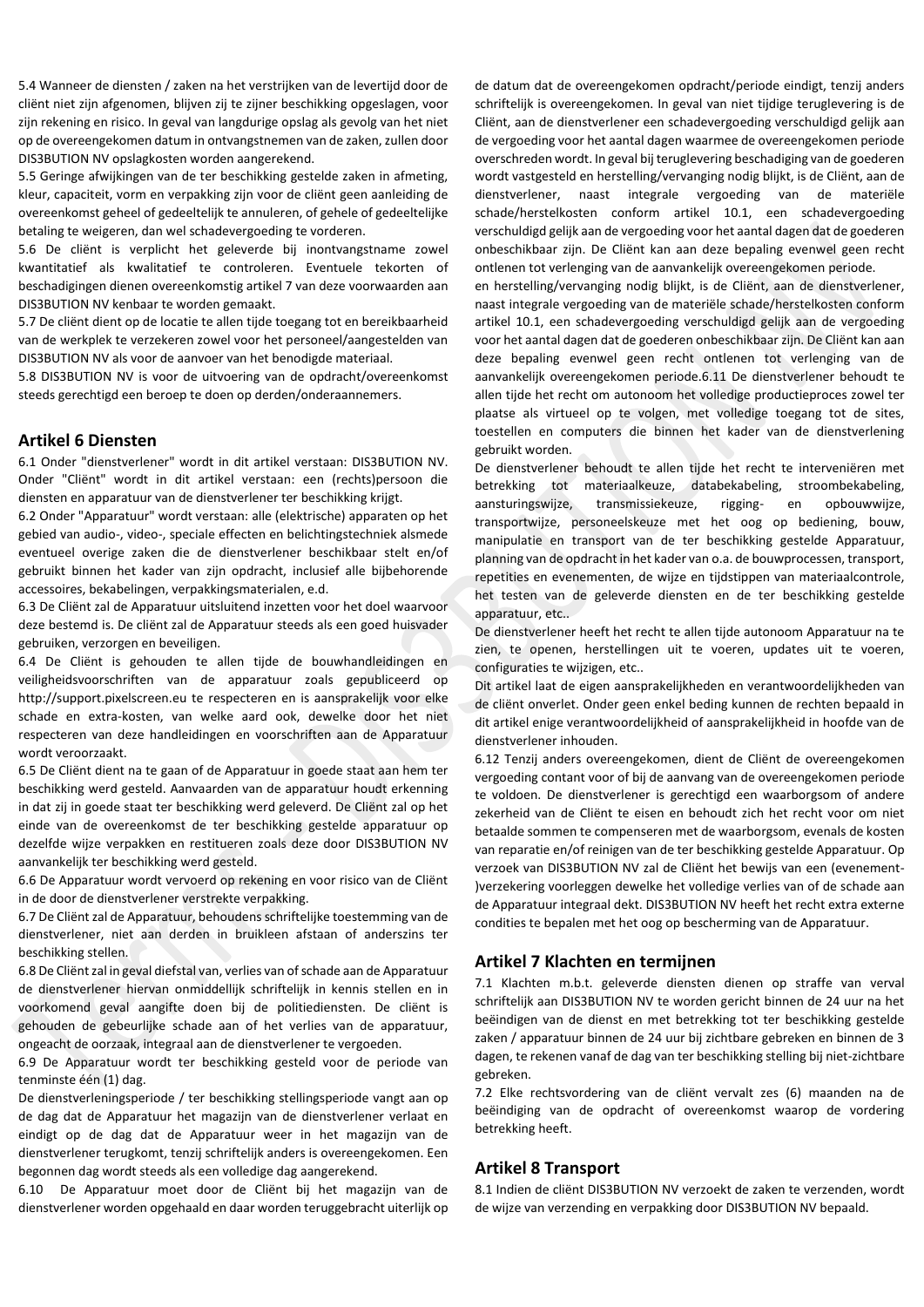5.4 Wanneer de diensten / zaken na het verstrijken van de levertijd door de cliënt niet zijn afgenomen, blijven zij te zijner beschikking opgeslagen, voor zijn rekening en risico. In geval van langdurige opslag als gevolg van het niet op de overeengekomen datum in ontvangstnemen van de zaken, zullen door DIS3BUTION NV opslagkosten worden aangerekend.

5.5 Geringe afwijkingen van de ter beschikking gestelde zaken in afmeting, kleur, capaciteit, vorm en verpakking zijn voor de cliënt geen aanleiding de overeenkomst geheel of gedeeltelijk te annuleren, of gehele of gedeeltelijke betaling te weigeren, dan wel schadevergoeding te vorderen.

5.6 De cliënt is verplicht het geleverde bij inontvangstname zowel kwantitatief als kwalitatief te controleren. Eventuele tekorten of beschadigingen dienen overeenkomstig artikel 7 van deze voorwaarden aan DIS3BUTION NV kenbaar te worden gemaakt.

5.7 De cliënt dient op de locatie te allen tijde toegang tot en bereikbaarheid van de werkplek te verzekeren zowel voor het personeel/aangestelden van DIS3BUTION NV als voor de aanvoer van het benodigde materiaal.

5.8 DIS3BUTION NV is voor de uitvoering van de opdracht/overeenkomst steeds gerechtigd een beroep te doen op derden/onderaannemers.

## Artikel 6 Diensten

6.1 Onder "dienstverlener" wordt in dit artikel verstaan: DIS3BUTION NV. Onder "Cliënt" wordt in dit artikel verstaan: een (rechts)persoon die diensten en apparatuur van de dienstverlener ter beschikking krijgt.

6.2 Onder "Apparatuur" wordt verstaan: alle (elektrische) apparaten op het gebied van audio-, video-, speciale effecten en belichtingstechniek alsmede eventueel overige zaken die de dienstverlener beschikbaar stelt en/of gebruikt binnen het kader van zijn opdracht, inclusief alle bijbehorende accessoires, bekabelingen, verpakkingsmaterialen, e.d.

6.3 De Cliënt zal de Apparatuur uitsluitend inzetten voor het doel waarvoor deze bestemd is. De cliënt zal de Apparatuur steeds als een goed huisvader gebruiken, verzorgen en beveiligen.

6.4 De Cliënt is gehouden te allen tijde de bouwhandleidingen en veiligheidsvoorschriften van de apparatuur zoals gepubliceerd op http://support.pixelscreen.eu te respecteren en is aansprakelijk voor elke schade en extra-kosten, van welke aard ook, dewelke door het niet respecteren van deze handleidingen en voorschriften aan de Apparatuur wordt veroorzaakt.

6.5 De Cliënt dient na te gaan of de Apparatuur in goede staat aan hem ter beschikking werd gesteld. Aanvaarden van de apparatuur houdt erkenning in dat zij in goede staat ter beschikking werd geleverd. De Cliënt zal op het einde van de overeenkomst de ter beschikking gestelde apparatuur op dezelfde wijze verpakken en restitueren zoals deze door DIS3BUTION NV aanvankelijk ter beschikking werd gesteld.

6.6 De Apparatuur wordt vervoerd op rekening en voor risico van de Cliënt in de door de dienstverlener verstrekte verpakking.

6.7 De Cliënt zal de Apparatuur, behoudens schriftelijke toestemming van de dienstverlener, niet aan derden in bruikleen afstaan of anderszins ter beschikking stellen.

6.8 De Cliënt zal in geval diefstal van, verlies van of schade aan de Apparatuur de dienstverlener hiervan onmiddellijk schriftelijk in kennis stellen en in voorkomend geval aangifte doen bij de politiediensten. De cliënt is gehouden de gebeurlijke schade aan of het verlies van de apparatuur, ongeacht de oorzaak, integraal aan de dienstverlener te vergoeden.

6.9 De Apparatuur wordt ter beschikking gesteld voor de periode van tenminste één (1) dag.

De dienstverleningsperiode / ter beschikking stellingsperiode vangt aan op de dag dat de Apparatuur het magazijn van de dienstverlener verlaat en eindigt op de dag dat de Apparatuur weer in het magazijn van de dienstverlener terugkomt, tenzij schriftelijk anders is overeengekomen. Een begonnen dag wordt steeds als een volledige dag aangerekend.

6.10 De Apparatuur moet door de Cliënt bij het magazijn van de dienstverlener worden opgehaald en daar worden teruggebracht uiterlijk op de datum dat de overeengekomen opdracht/periode eindigt, tenzij anders schriftelijk is overeengekomen. In geval van niet tijdige teruglevering is de Cliënt, aan de dienstverlener een schadevergoeding verschuldigd gelijk aan de vergoeding voor het aantal dagen waarmee de overeengekomen periode overschreden wordt. In geval bij teruglevering beschadiging van de goederen wordt vastgesteld en herstelling/vervanging nodig blijkt, is de Cliënt, aan de dienstverlener, naast integrale vergoeding van de materiële schade/herstelkosten conform artikel 10.1, een schadevergoeding verschuldigd gelijk aan de vergoeding voor het aantal dagen dat de goederen onbeschikbaar zijn. De Cliënt kan aan deze bepaling evenwel geen recht ontlenen tot verlenging van de aanvankelijk overeengekomen periode.

en herstelling/vervanging nodig blijkt, is de Cliënt, aan de dienstverlener, naast integrale vergoeding van de materiële schade/herstelkosten conform artikel 10.1, een schadevergoeding verschuldigd gelijk aan de vergoeding voor het aantal dagen dat de goederen onbeschikbaar zijn. De Cliënt kan aan deze bepaling evenwel geen recht ontlenen tot verlenging van de aanvankelijk overeengekomen periode.6.11 De dienstverlener behoudt te allen tijde het recht om autonoom het volledige productieproces zowel ter plaatse als virtueel op te volgen, met volledige toegang tot de sites, toestellen en computers die binnen het kader van de dienstverlening gebruikt worden.

De dienstverlener behoudt te allen tijde het recht te interveniëren met betrekking tot materiaalkeuze, databekabeling, stroombekabeling, aansturingswijze, transmissiekeuze, rigging- en opbouwwijze, transportwijze, personeelskeuze met het oog op bediening, bouw, manipulatie en transport van de ter beschikking gestelde Apparatuur, planning van de opdracht in het kader van o.a. de bouwprocessen, transport, repetities en evenementen, de wijze en tijdstippen van materiaalcontrole, het testen van de geleverde diensten en de ter beschikking gestelde apparatuur, etc..

De dienstverlener heeft het recht te allen tijde autonoom Apparatuur na te zien, te openen, herstellingen uit te voeren, updates uit te voeren, configuraties te wijzigen, etc..

Dit artikel laat de eigen aansprakelijkheden en verantwoordelijkheden van de cliënt onverlet. Onder geen enkel beding kunnen de rechten bepaald in dit artikel enige verantwoordelijkheid of aansprakelijkheid in hoofde van de dienstverlener inhouden.

6.12 Tenzij anders overeengekomen, dient de Cliënt de overeengekomen vergoeding contant voor of bij de aanvang van de overeengekomen periode te voldoen. De dienstverlener is gerechtigd een waarborgsom of andere zekerheid van de Cliënt te eisen en behoudt zich het recht voor om niet betaalde sommen te compenseren met de waarborgsom, evenals de kosten van reparatie en/of reinigen van de ter beschikking gestelde Apparatuur. Op verzoek van DIS3BUTION NV zal de Cliënt het bewijs van een (evenement-)verzekering voorleggen dewelke het volledige verlies van of de schade aan de Apparatuur integraal dekt. DIS3BUTION NV heeft het recht extra externe condities te bepalen met het oog op bescherming van de Apparatuur.

## Artikel 7 Klachten en termijnen

7.1 Klachten m.b.t. geleverde diensten dienen op straffe van verval schriftelijk aan DIS3BUTION NV te worden gericht binnen de 24 uur na het beëindigen van de dienst en met betrekking tot ter beschikking gestelde zaken / apparatuur binnen de 24 uur bij zichtbare gebreken en binnen de 3 dagen, te rekenen vanaf de dag van ter beschikking stelling bij niet-zichtbare gebreken.

7.2 Elke rechtsvordering van de cliënt vervalt zes (6) maanden na de beëindiging van de opdracht of overeenkomst waarop de vordering betrekking heeft.

## Artikel 8 Transport

8.1 Indien de cliënt DIS3BUTION NV verzoekt de zaken te verzenden, wordt de wijze van verzending en verpakking door DIS3BUTION NV bepaald.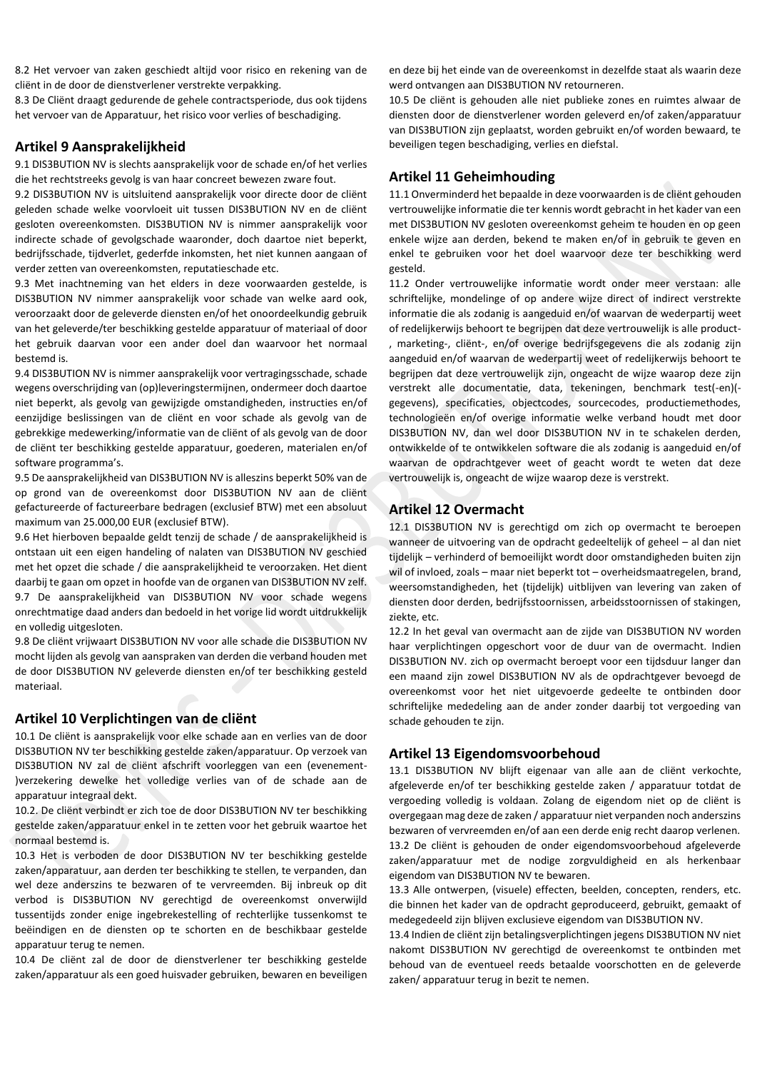8.2 Het vervoer van zaken geschiedt altijd voor risico en rekening van de cliënt in de door de dienstverlener verstrekte verpakking.

8.3 De Cliënt draagt gedurende de gehele contractsperiode, dus ook tijdens het vervoer van de Apparatuur, het risico voor verlies of beschadiging.

## Artikel 9 Aansprakelijkheid

9.1 DIS3BUTION NV is slechts aansprakelijk voor de schade en/of het verlies die het rechtstreeks gevolg is van haar concreet bewezen zware fout.

9.2 DIS3BUTION NV is uitsluitend aansprakelijk voor directe door de cliënt geleden schade welke voorvloeit uit tussen DIS3BUTION NV en de cliënt gesloten overeenkomsten. DIS3BUTION NV is nimmer aansprakelijk voor indirecte schade of gevolgschade waaronder, doch daartoe niet beperkt, bedrijfsschade, tijdverlet, gederfde inkomsten, het niet kunnen aangaan of verder zetten van overeenkomsten, reputatieschade etc.

9.3 Met inachtneming van het elders in deze voorwaarden gestelde, is DIS3BUTION NV nimmer aansprakelijk voor schade van welke aard ook, veroorzaakt door de geleverde diensten en/of het onoordeelkundig gebruik van het geleverde/ter beschikking gestelde apparatuur of materiaal of door het gebruik daarvan voor een ander doel dan waarvoor het normaal bestemd is.

9.4 DIS3BUTION NV is nimmer aansprakelijk voor vertragingsschade, schade wegens overschrijding van (op)leveringstermijnen, ondermeer doch daartoe niet beperkt, als gevolg van gewijzigde omstandigheden, instructies en/of eenzijdige beslissingen van de cliënt en voor schade als gevolg van de gebrekkige medewerking/informatie van de cliënt of als gevolg van de door de cliënt ter beschikking gestelde apparatuur, goederen, materialen en/of software programma's.

9.5 De aansprakelijkheid van DIS3BUTION NV is alleszins beperkt 50% van de op grond van de overeenkomst door DIS3BUTION NV aan de cliënt gefactureerde of factureerbare bedragen (exclusief BTW) met een absoluut maximum van 25.000,00 EUR (exclusief BTW).

9.6 Het hierboven bepaalde geldt tenzij de schade / de aansprakelijkheid is ontstaan uit een eigen handeling of nalaten van DIS3BUTION NV geschied met het opzet die schade / die aansprakelijkheid te veroorzaken. Het dient daarbij te gaan om opzet in hoofde van de organen van DIS3BUTION NV zelf.

9.7 De aansprakelijkheid van DIS3BUTION NV voor schade wegens onrechtmatige daad anders dan bedoeld in het vorige lid wordt uitdrukkelijk en volledig uitgesloten.

9.8 De cliënt vrijwaart DIS3BUTION NV voor alle schade die DIS3BUTION NV mocht lijden als gevolg van aanspraken van derden die verband houden met de door DIS3BUTION NV geleverde diensten en/of ter beschikking gesteld materiaal.

## Artikel 10 Verplichtingen van de cliënt

10.1 De cliënt is aansprakelijk voor elke schade aan en verlies van de door DIS3BUTION NV ter beschikking gestelde zaken/apparatuur. Op verzoek van DIS3BUTION NV zal de cliënt afschrift voorleggen van een (evenement-)verzekering dewelke het volledige verlies van of de schade aan de apparatuur integraal dekt.

10.2. De cliënt verbindt er zich toe de door DIS3BUTION NV ter beschikking gestelde zaken/apparatuur enkel in te zetten voor het gebruik waartoe het normaal bestemd is.

10.3 Het is verboden de door DIS3BUTION NV ter beschikking gestelde zaken/apparatuur, aan derden ter beschikking te stellen, te verpanden, dan wel deze anderszins te bezwaren of te vervreemden. Bij inbreuk op dit verbod is DIS3BUTION NV gerechtigd de overeenkomst onverwijld tussentijds zonder enige ingebrekestelling of rechterlijke tussenkomst te beëindigen en de diensten op te schorten en de beschikbaar gestelde apparatuur terug te nemen.

10.4 De cliënt zal de door de dienstverlener ter beschikking gestelde zaken/apparatuur als een goed huisvader gebruiken, bewaren en beveiligen en deze bij het einde van de overeenkomst in dezelfde staat als waarin deze werd ontvangen aan DIS3BUTION NV retourneren.

10.5 De cliënt is gehouden alle niet publieke zones en ruimtes alwaar de diensten door de dienstverlener worden geleverd en/of zaken/apparatuur van DIS3BUTION zijn geplaatst, worden gebruikt en/of worden bewaard, te beveiligen tegen beschadiging, verlies en diefstal.

## Artikel 11 Geheimhouding

11.1 Onverminderd het bepaalde in deze voorwaarden is de cliënt gehouden vertrouwelijke informatie die ter kennis wordt gebracht in het kader van een met DIS3BUTION NV gesloten overeenkomst geheim te houden en op geen enkele wijze aan derden, bekend te maken en/of in gebruik te geven en enkel te gebruiken voor het doel waarvoor deze ter beschikking werd gesteld.

11.2 Onder vertrouwelijke informatie wordt onder meer verstaan: alle schriftelijke, mondelinge of op andere wijze direct of indirect verstrekte informatie die als zodanig is aangeduid en/of waarvan de wederpartij weet of redelijkerwijs behoort te begrijpen dat deze vertrouwelijk is alle product-, marketing-, cliënt-, en/of overige bedrijfsgegevens die als zodanig zijn aangeduid en/of waarvan de wederpartij weet of redelijkerwijs behoort te begrijpen dat deze vertrouwelijk zijn, ongeacht de wijze waarop deze zijn verstrekt alle documentatie, data, tekeningen, benchmark test(-en)(-gegevens), specificaties, objectcodes, sourcecodes, productiemethodes, technologieën en/of overige informatie welke verband houdt met door DIS3BUTION NV, dan wel door DIS3BUTION NV in te schakelen derden, ontwikkelde of te ontwikkelen software die als zodanig is aangeduid en/of waarvan de opdrachtgever weet of geacht wordt te weten dat deze vertrouwelijk is, ongeacht de wijze waarop deze is verstrekt.

## Artikel 12 Overmacht

12.1 DIS3BUTION NV is gerechtigd om zich op overmacht te beroepen wanneer de uitvoering van de opdracht gedeeltelijk of geheel – al dan niet tijdelijk – verhinderd of bemoeilijkt wordt door omstandigheden buiten zijn wil of invloed, zoals – maar niet beperkt tot – overheidsmaatregelen, brand, weersomstandigheden, het (tijdelijk) uitblijven van levering van zaken of diensten door derden, bedrijfsstoornissen, arbeidsstoornissen of stakingen, ziekte, etc.

12.2 In het geval van overmacht aan de zijde van DIS3BUTION NV worden haar verplichtingen opgeschort voor de duur van de overmacht. Indien DIS3BUTION NV. zich op overmacht beroept voor een tijdsduur langer dan een maand zijn zowel DIS3BUTION NV als de opdrachtgever bevoegd de overeenkomst voor het niet uitgevoerde gedeelte te ontbinden door schriftelijke mededeling aan de ander zonder daarbij tot vergoeding van schade gehouden te zijn.

## Artikel 13 Eigendomsvoorbehoud

13.1 DIS3BUTION NV blijft eigenaar van alle aan de cliënt verkochte, afgeleverde en/of ter beschikking gestelde zaken / apparatuur totdat de vergoeding volledig is voldaan. Zolang de eigendom niet op de cliënt is overgegaan mag deze de zaken / apparatuur niet verpanden noch anderszins bezwaren of vervreemden en/of aan een derde enig recht daarop verlenen.

13.2 De cliënt is gehouden de onder eigendomsvoorbehoud afgeleverde zaken/apparatuur met de nodige zorgvuldigheid en als herkenbaar eigendom van DIS3BUTION NV te bewaren.

13.3 Alle ontwerpen, (visuele) effecten, beelden, concepten, renders, etc. die binnen het kader van de opdracht geproduceerd, gebruikt, gemaakt of medegedeeld zijn blijven exclusieve eigendom van DIS3BUTION NV.

13.4 Indien de cliënt zijn betalingsverplichtingen jegens DIS3BUTION NV niet nakomt DIS3BUTION NV gerechtigd de overeenkomst te ontbinden met behoud van de eventueel reeds betaalde voorschotten en de geleverde zaken/ apparatuur terug in bezit te nemen.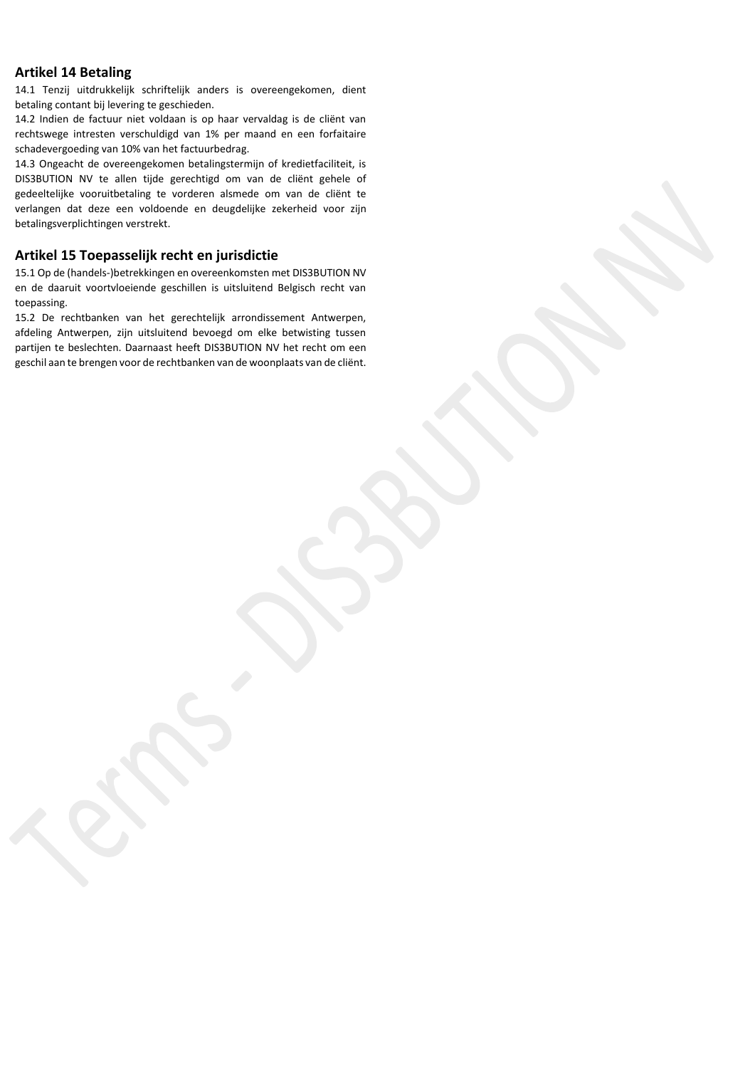## Artikel 14 Betaling

14.1 Tenzij uitdrukkelijk schriftelijk anders is overeengekomen, dient betaling contant bij levering te geschieden.

14.2 Indien de factuur niet voldaan is op haar vervaldag is de cliënt van rechtswege intresten verschuldigd van 1% per maand en een forfaitaire schadevergoeding van 10% van het factuurbedrag.

14.3 Ongeacht de overeengekomen betalingstermijn of kredietfaciliteit, is DIS3BUTION NV te allen tijde gerechtigd om van de cliënt gehele of gedeeltelijke vooruitbetaling te vorderen alsmede om van de cliënt te verlangen dat deze een voldoende en deugdelijke zekerheid voor zijn betalingsverplichtingen verstrekt.

## Artikel 15 Toepasselijk recht en jurisdictie

15.1 Op de (handels-)betrekkingen en overeenkomsten met DIS3BUTION NV en de daaruit voortvloeiende geschillen is uitsluitend Belgisch recht van toepassing.

15.2 De rechtbanken van het gerechtelijk arrondissement Antwerpen, afdeling Antwerpen, zijn uitsluitend bevoegd om elke betwisting tussen partijen te beslechten. Daarnaast heeft DIS3BUTION NV het recht om een geschil aan te brengen voor de rechtbanken van de woonplaats van de cliënt.